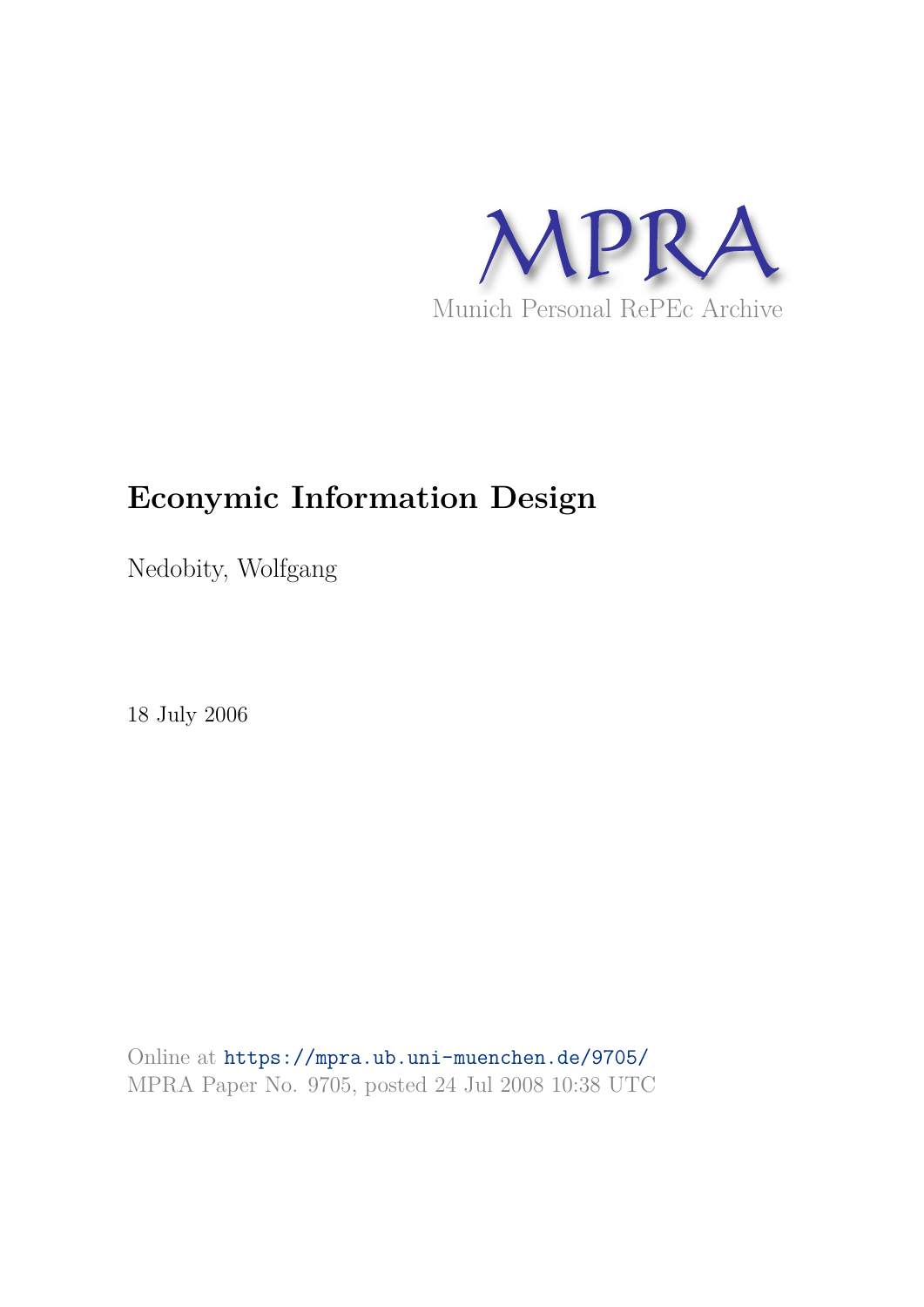MPRA

Munich Personal RePEc Archive

# Econymic Information Design

Nedobity, Wolfgang

18 July 2006

Online at https://mpra.ub.uni-muenchen.de/9705/
MPRA Paper No. 9705, posted 24 Jul 2008 10:38 UTC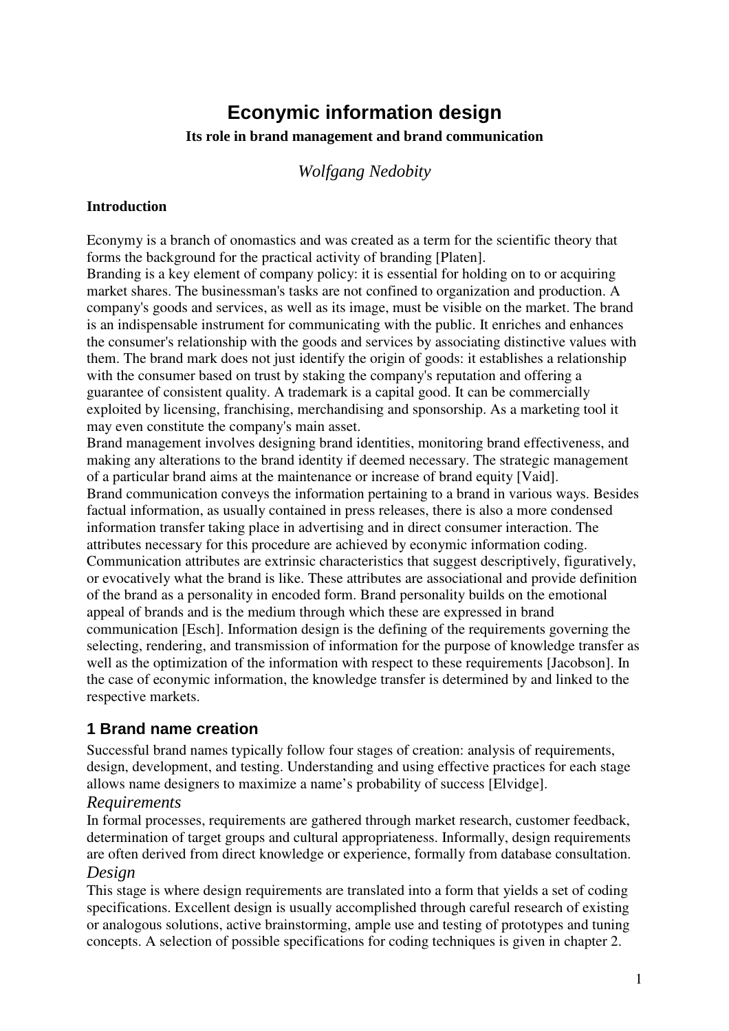# Econymic information design

**Its role in brand management and brand communication**

*Wolfgang Nedobity*

## Introduction

Econymy is a branch of onomastics and was created as a term for the scientific theory that forms the background for the practical activity of branding [Platen].

Branding is a key element of company policy: it is essential for holding on to or acquiring market shares. The businessman's tasks are not confined to organization and production. A company's goods and services, as well as its image, must be visible on the market. The brand is an indispensable instrument for communicating with the public. It enriches and enhances the consumer's relationship with the goods and services by associating distinctive values with them. The brand mark does not just identify the origin of goods: it establishes a relationship with the consumer based on trust by staking the company's reputation and offering a guarantee of consistent quality. A trademark is a capital good. It can be commercially exploited by licensing, franchising, merchandising and sponsorship. As a marketing tool it may even constitute the company's main asset.

Brand management involves designing brand identities, monitoring brand effectiveness, and making any alterations to the brand identity if deemed necessary. The strategic management of a particular brand aims at the maintenance or increase of brand equity [Vaid].

Brand communication conveys the information pertaining to a brand in various ways. Besides factual information, as usually contained in press releases, there is also a more condensed information transfer taking place in advertising and in direct consumer interaction. The attributes necessary for this procedure are achieved by econymic information coding. Communication attributes are extrinsic characteristics that suggest descriptively, figuratively, or evocatively what the brand is like. These attributes are associational and provide definition of the brand as a personality in encoded form. Brand personality builds on the emotional appeal of brands and is the medium through which these are expressed in brand communication [Esch]. Information design is the defining of the requirements governing the selecting, rendering, and transmission of information for the purpose of knowledge transfer as well as the optimization of the information with respect to these requirements [Jacobson]. In the case of econymic information, the knowledge transfer is determined by and linked to the respective markets.

## 1 Brand name creation

Successful brand names typically follow four stages of creation: analysis of requirements, design, development, and testing. Understanding and using effective practices for each stage allows name designers to maximize a name's probability of success [Elvidge].

### *Requirements*

In formal processes, requirements are gathered through market research, customer feedback, determination of target groups and cultural appropriateness. Informally, design requirements are often derived from direct knowledge or experience, formally from database consultation.

### *Design*

This stage is where design requirements are translated into a form that yields a set of coding specifications. Excellent design is usually accomplished through careful research of existing or analogous solutions, active brainstorming, ample use and testing of prototypes and tuning concepts. A selection of possible specifications for coding techniques is given in chapter 2.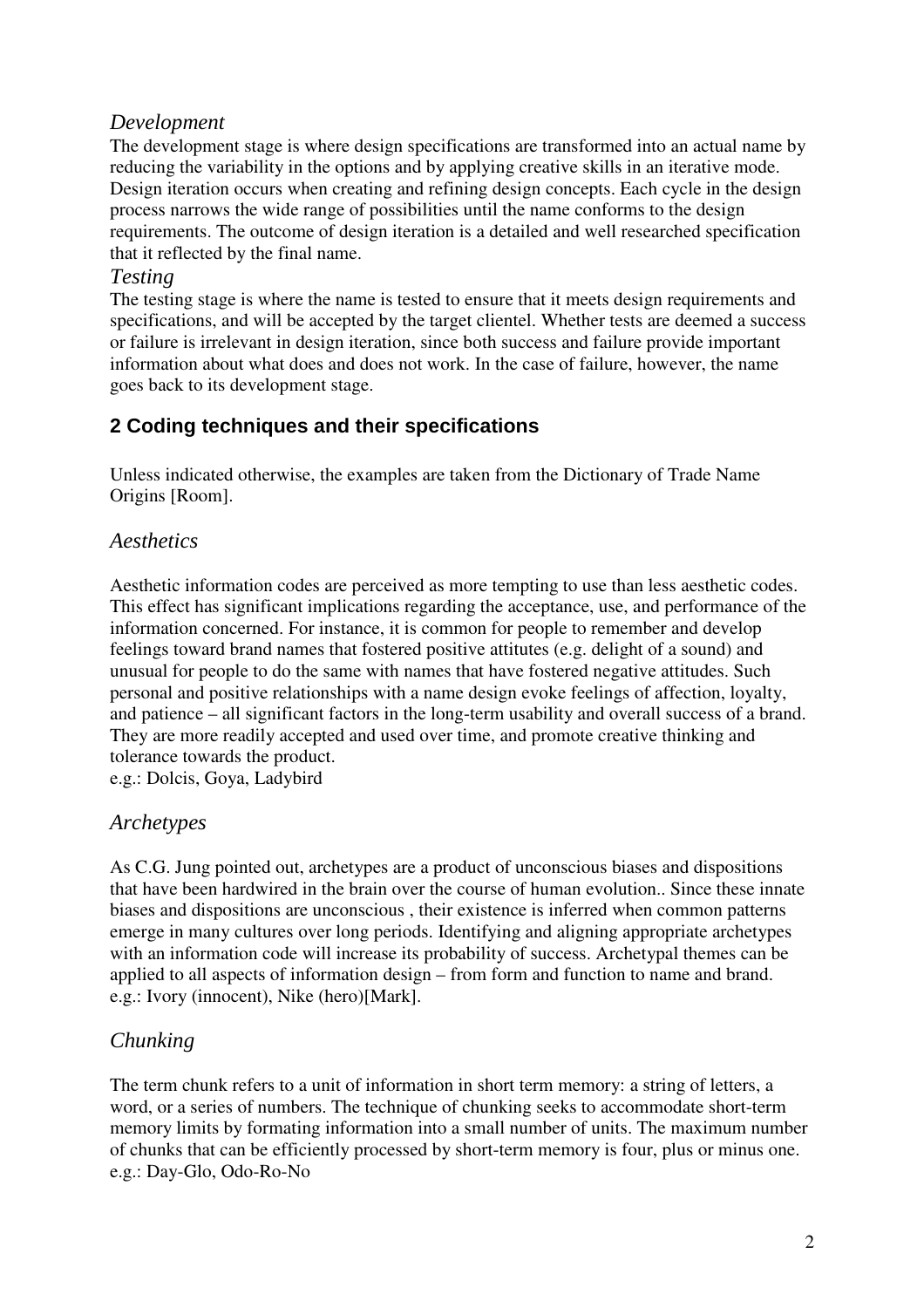### *Development*

The development stage is where design specifications are transformed into an actual name by reducing the variability in the options and by applying creative skills in an iterative mode. Design iteration occurs when creating and refining design concepts. Each cycle in the design process narrows the wide range of possibilities until the name conforms to the design requirements. The outcome of design iteration is a detailed and well researched specification that it reflected by the final name.

### *Testing*

The testing stage is where the name is tested to ensure that it meets design requirements and specifications, and will be accepted by the target clientel. Whether tests are deemed a success or failure is irrelevant in design iteration, since both success and failure provide important information about what does and does not work. In the case of failure, however, the name goes back to its development stage.

## 2 Coding techniques and their specifications

Unless indicated otherwise, the examples are taken from the Dictionary of Trade Name Origins [Room].

### *Aesthetics*

Aesthetic information codes are perceived as more tempting to use than less aesthetic codes. This effect has significant implications regarding the acceptance, use, and performance of the information concerned. For instance, it is common for people to remember and develop feelings toward brand names that fostered positive attitutes (e.g. delight of a sound) and unusual for people to do the same with names that have fostered negative attitudes. Such personal and positive relationships with a name design evoke feelings of affection, loyalty, and patience – all significant factors in the long-term usability and overall success of a brand. They are more readily accepted and used over time, and promote creative thinking and tolerance towards the product.
e.g.: Dolcis, Goya, Ladybird

### *Archetypes*

As C.G. Jung pointed out, archetypes are a product of unconscious biases and dispositions that have been hardwired in the brain over the course of human evolution.. Since these innate biases and dispositions are unconscious , their existence is inferred when common patterns emerge in many cultures over long periods. Identifying and aligning appropriate archetypes with an information code will increase its probability of success. Archetypal themes can be applied to all aspects of information design – from form and function to name and brand.
e.g.: Ivory (innocent), Nike (hero)[Mark].

### *Chunking*

The term chunk refers to a unit of information in short term memory: a string of letters, a word, or a series of numbers. The technique of chunking seeks to accommodate short-term memory limits by formating information into a small number of units. The maximum number of chunks that can be efficiently processed by short-term memory is four, plus or minus one.
e.g.: Day-Glo, Odo-Ro-No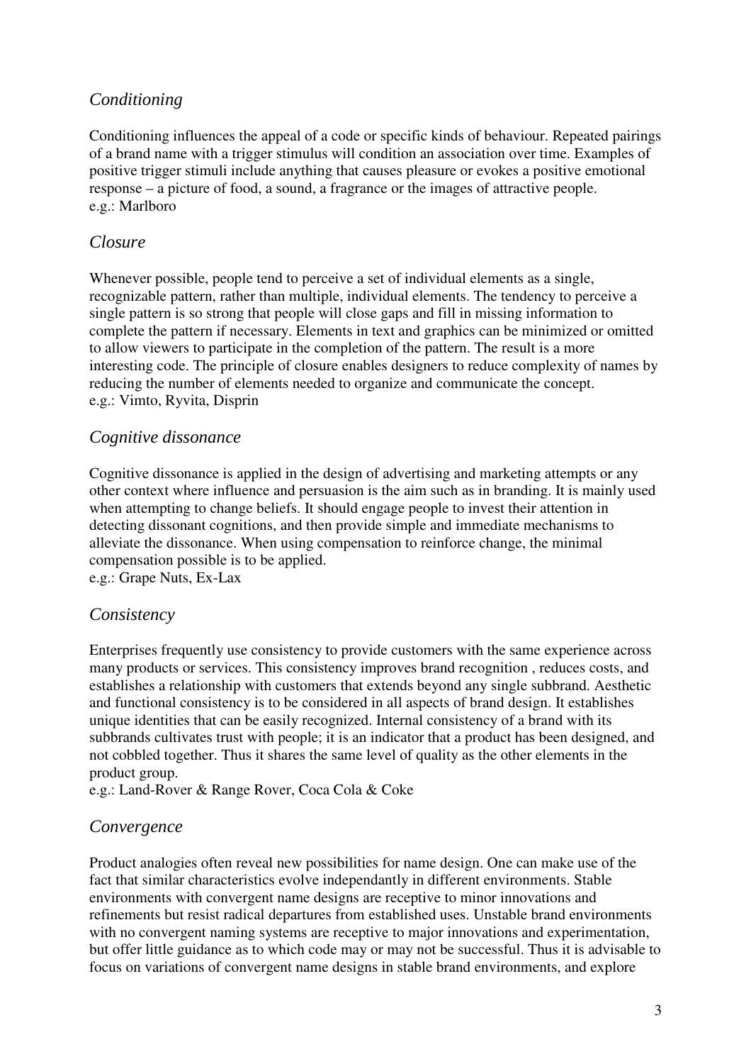## *Conditioning*

Conditioning influences the appeal of a code or specific kinds of behaviour. Repeated pairings of a brand name with a trigger stimulus will condition an association over time. Examples of positive trigger stimuli include anything that causes pleasure or evokes a positive emotional response – a picture of food, a sound, a fragrance or the images of attractive people.
e.g.: Marlboro

## *Closure*

Whenever possible, people tend to perceive a set of individual elements as a single, recognizable pattern, rather than multiple, individual elements. The tendency to perceive a single pattern is so strong that people will close gaps and fill in missing information to complete the pattern if necessary. Elements in text and graphics can be minimized or omitted to allow viewers to participate in the completion of the pattern. The result is a more interesting code. The principle of closure enables designers to reduce complexity of names by reducing the number of elements needed to organize and communicate the concept.
e.g.: Vimto, Ryvita, Disprin

## *Cognitive dissonance*

Cognitive dissonance is applied in the design of advertising and marketing attempts or any other context where influence and persuasion is the aim such as in branding. It is mainly used when attempting to change beliefs. It should engage people to invest their attention in detecting dissonant cognitions, and then provide simple and immediate mechanisms to alleviate the dissonance. When using compensation to reinforce change, the minimal compensation possible is to be applied.
e.g.: Grape Nuts, Ex-Lax

## *Consistency*

Enterprises frequently use consistency to provide customers with the same experience across many products or services. This consistency improves brand recognition , reduces costs, and establishes a relationship with customers that extends beyond any single subbrand. Aesthetic and functional consistency is to be considered in all aspects of brand design. It establishes unique identities that can be easily recognized. Internal consistency of a brand with its subbrands cultivates trust with people; it is an indicator that a product has been designed, and not cobbled together. Thus it shares the same level of quality as the other elements in the product group.
e.g.: Land-Rover & Range Rover, Coca Cola & Coke

## *Convergence*

Product analogies often reveal new possibilities for name design. One can make use of the fact that similar characteristics evolve independantly in different environments. Stable environments with convergent name designs are receptive to minor innovations and refinements but resist radical departures from established uses. Unstable brand environments with no convergent naming systems are receptive to major innovations and experimentation, but offer little guidance as to which code may or may not be successful. Thus it is advisable to focus on variations of convergent name designs in stable brand environments, and explore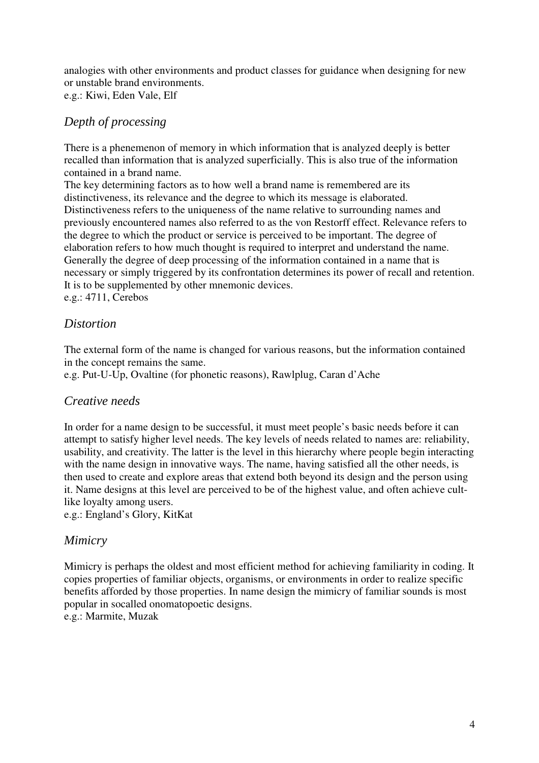analogies with other environments and product classes for guidance when designing for new or unstable brand environments.
e.g.: Kiwi, Eden Vale, Elf

## *Depth of processing*

There is a phenemenon of memory in which information that is analyzed deeply is better recalled than information that is analyzed superficially. This is also true of the information contained in a brand name.
The key determining factors as to how well a brand name is remembered are its distinctiveness, its relevance and the degree to which its message is elaborated. Distinctiveness refers to the uniqueness of the name relative to surrounding names and previously encountered names also referred to as the von Restorff effect. Relevance refers to the degree to which the product or service is perceived to be important. The degree of elaboration refers to how much thought is required to interpret and understand the name. Generally the degree of deep processing of the information contained in a name that is necessary or simply triggered by its confrontation determines its power of recall and retention. It is to be supplemented by other mnemonic devices.
e.g.: 4711, Cerebos

## *Distortion*

The external form of the name is changed for various reasons, but the information contained in the concept remains the same.
e.g. Put-U-Up, Ovaltine (for phonetic reasons), Rawlplug, Caran d'Ache

## *Creative needs*

In order for a name design to be successful, it must meet people's basic needs before it can attempt to satisfy higher level needs. The key levels of needs related to names are: reliability, usability, and creativity. The latter is the level in this hierarchy where people begin interacting with the name design in innovative ways. The name, having satisfied all the other needs, is then used to create and explore areas that extend both beyond its design and the person using it. Name designs at this level are perceived to be of the highest value, and often achieve cult-like loyalty among users.
e.g.: England's Glory, KitKat

## *Mimicry*

Mimicry is perhaps the oldest and most efficient method for achieving familiarity in coding. It copies properties of familiar objects, organisms, or environments in order to realize specific benefits afforded by those properties. In name design the mimicry of familiar sounds is most popular in socalled onomatopoetic designs.
e.g.: Marmite, Muzak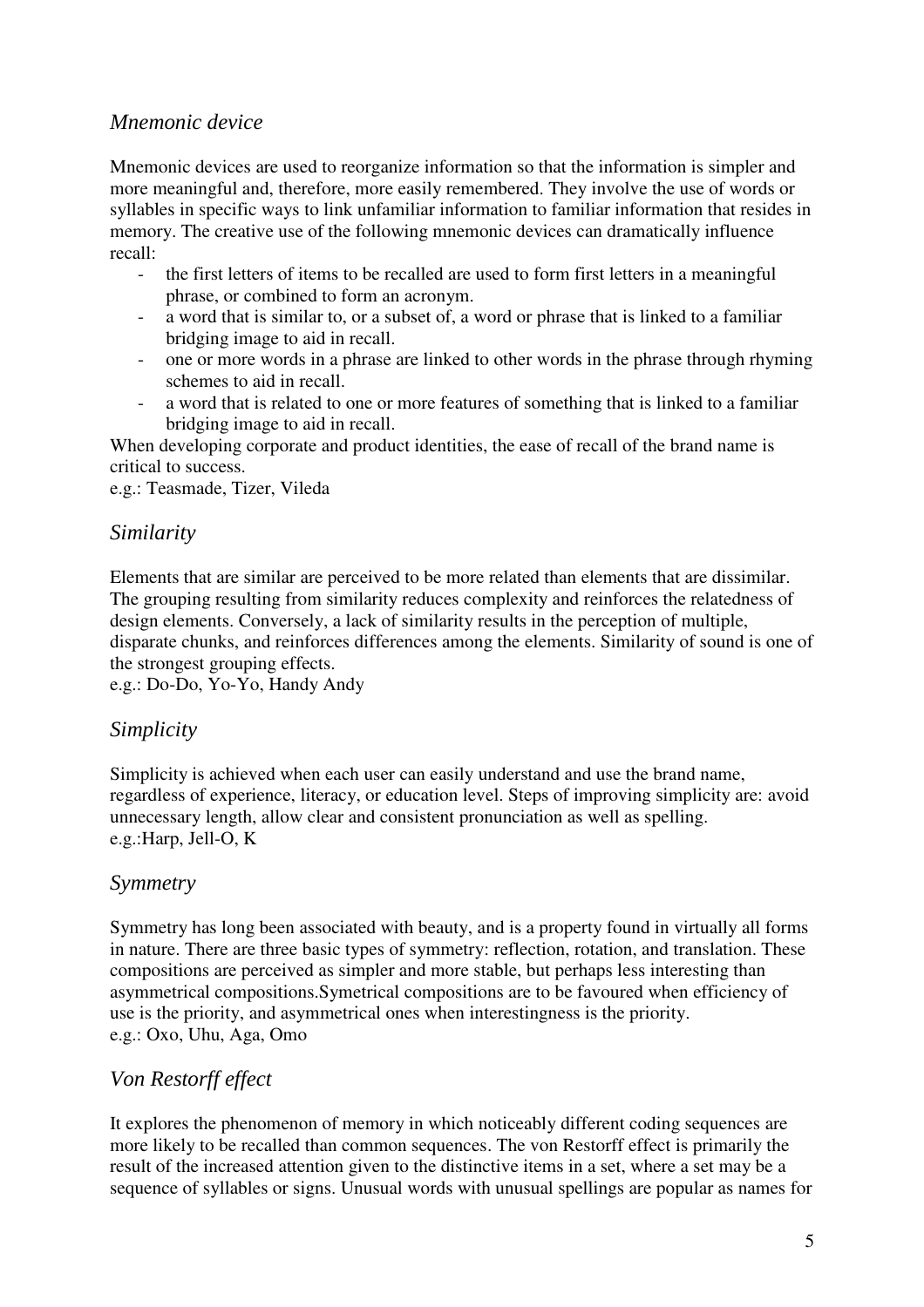### *Mnemonic device*

Mnemonic devices are used to reorganize information so that the information is simpler and more meaningful and, therefore, more easily remembered. They involve the use of words or syllables in specific ways to link unfamiliar information to familiar information that resides in memory. The creative use of the following mnemonic devices can dramatically influence recall:

- the first letters of items to be recalled are used to form first letters in a meaningful phrase, or combined to form an acronym.
- a word that is similar to, or a subset of, a word or phrase that is linked to a familiar bridging image to aid in recall.
- one or more words in a phrase are linked to other words in the phrase through rhyming schemes to aid in recall.
- a word that is related to one or more features of something that is linked to a familiar bridging image to aid in recall.

When developing corporate and product identities, the ease of recall of the brand name is critical to success.
e.g.: Teasmade, Tizer, Vileda

### *Similarity*

Elements that are similar are perceived to be more related than elements that are dissimilar. The grouping resulting from similarity reduces complexity and reinforces the relatedness of design elements. Conversely, a lack of similarity results in the perception of multiple, disparate chunks, and reinforces differences among the elements. Similarity of sound is one of the strongest grouping effects.
e.g.: Do-Do, Yo-Yo, Handy Andy

### *Simplicity*

Simplicity is achieved when each user can easily understand and use the brand name, regardless of experience, literacy, or education level. Steps of improving simplicity are: avoid unnecessary length, allow clear and consistent pronunciation as well as spelling.
e.g.:Harp, Jell-O, K

### *Symmetry*

Symmetry has long been associated with beauty, and is a property found in virtually all forms in nature. There are three basic types of symmetry: reflection, rotation, and translation. These compositions are perceived as simpler and more stable, but perhaps less interesting than asymmetrical compositions.Symetrical compositions are to be favoured when efficiency of use is the priority, and asymmetrical ones when interestingness is the priority.
e.g.: Oxo, Uhu, Aga, Omo

### *Von Restorff effect*

It explores the phenomenon of memory in which noticeably different coding sequences are more likely to be recalled than common sequences. The von Restorff effect is primarily the result of the increased attention given to the distinctive items in a set, where a set may be a sequence of syllables or signs. Unusual words with unusual spellings are popular as names for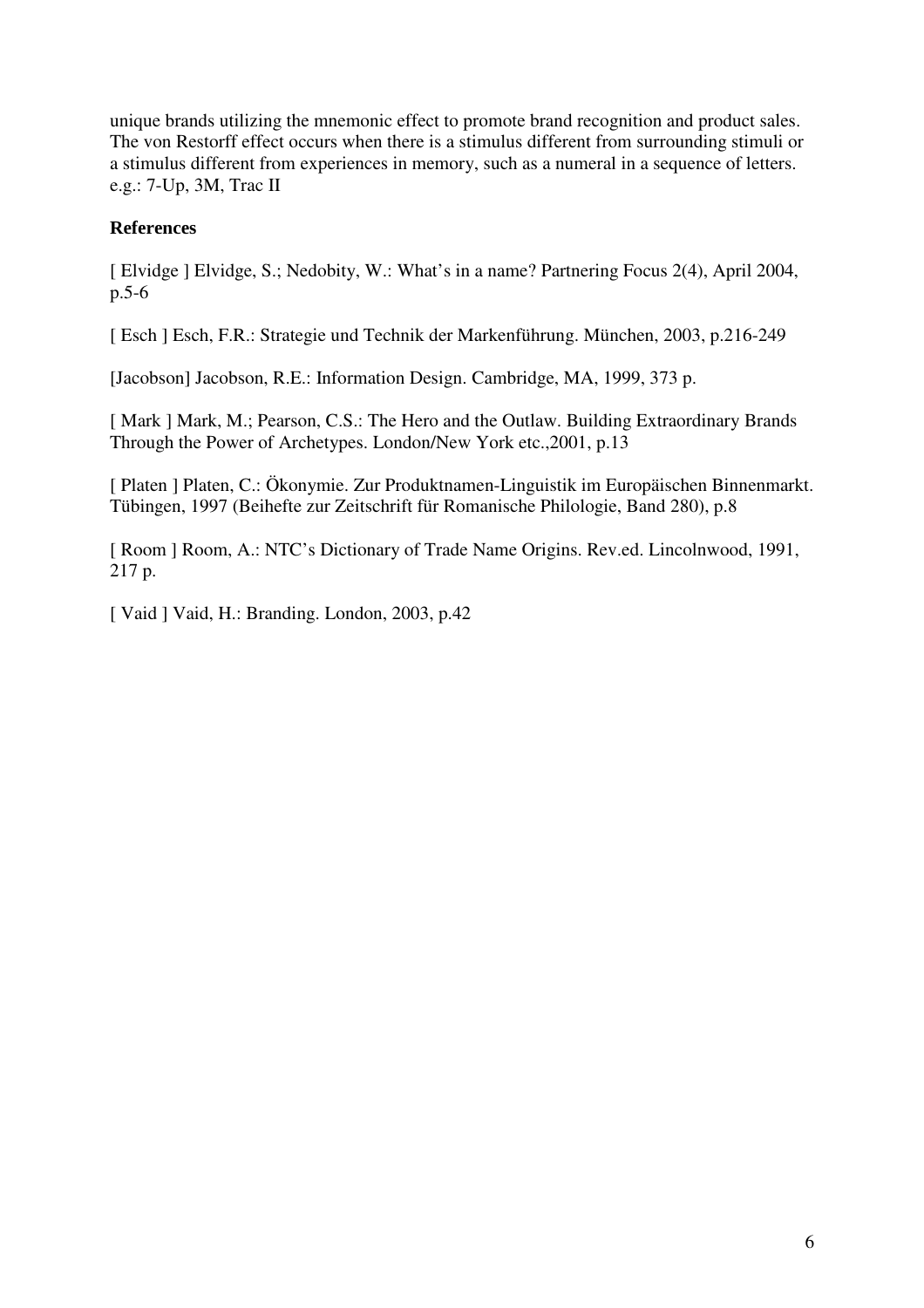unique brands utilizing the mnemonic effect to promote brand recognition and product sales. The von Restorff effect occurs when there is a stimulus different from surrounding stimuli or a stimulus different from experiences in memory, such as a numeral in a sequence of letters. e.g.: 7-Up, 3M, Trac II

**References**

[ Elvidge ] Elvidge, S.; Nedobity, W.: What's in a name? Partnering Focus 2(4), April 2004, p.5-6

[ Esch ] Esch, F.R.: Strategie und Technik der Markenführung. München, 2003, p.216-249

[Jacobson] Jacobson, R.E.: Information Design. Cambridge, MA, 1999, 373 p.

[ Mark ] Mark, M.; Pearson, C.S.: The Hero and the Outlaw. Building Extraordinary Brands Through the Power of Archetypes. London/New York etc.,2001, p.13

[ Platen ] Platen, C.: Ökonymie. Zur Produktnamen-Linguistik im Europäischen Binnenmarkt. Tübingen, 1997 (Beihefte zur Zeitschrift für Romanische Philologie, Band 280), p.8

[ Room ] Room, A.: NTC's Dictionary of Trade Name Origins. Rev.ed. Lincolnwood, 1991, 217 p.

[ Vaid ] Vaid, H.: Branding. London, 2003, p.42